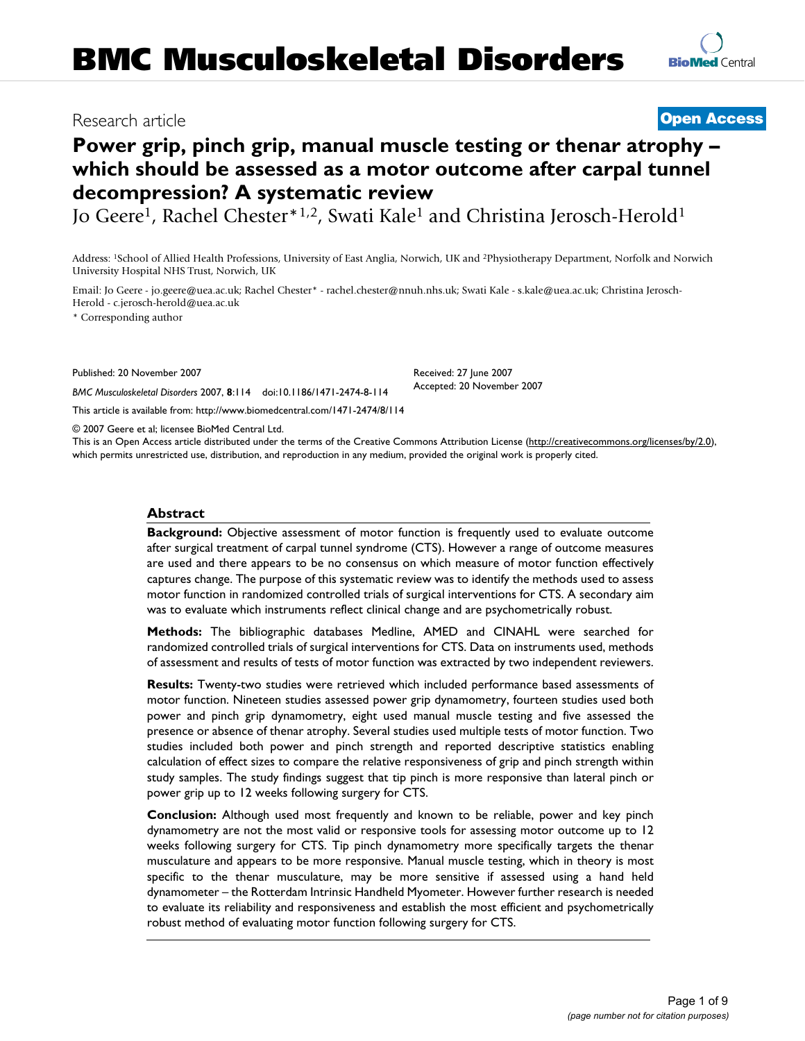BMC Musculoskeletal Disorders

Research article

**Open Access**

# Power grip, pinch grip, manual muscle testing or thenar atrophy – which should be assessed as a motor outcome after carpal tunnel decompression? A systematic review

Jo Geere[1], Rachel Chester*[1,2], Swati Kale[1] and Christina Jerosch-Herold[1]

Address: [1]School of Allied Health Professions, University of East Anglia, Norwich, UK and [2]Physiotherapy Department, Norfolk and Norwich University Hospital NHS Trust, Norwich, UK

Email: Jo Geere - jo.geere@uea.ac.uk; Rachel Chester* - rachel.chester@nnuh.nhs.uk; Swati Kale - s.kale@uea.ac.uk; Christina Jerosch-Herold - c.jerosch-herold@uea.ac.uk

\* Corresponding author

Published: 20 November 2007

*BMC Musculoskeletal Disorders* 2007, **8**:114 doi:10.1186/1471-2474-8-114

Received: 27 June 2007
Accepted: 20 November 2007

This article is available from: http://www.biomedcentral.com/1471-2474/8/114

© 2007 Geere et al; licensee BioMed Central Ltd.

This is an Open Access article distributed under the terms of the Creative Commons Attribution License (http://creativecommons.org/licenses/by/2.0), which permits unrestricted use, distribution, and reproduction in any medium, provided the original work is properly cited.

## Abstract

**Background:** Objective assessment of motor function is frequently used to evaluate outcome after surgical treatment of carpal tunnel syndrome (CTS). However a range of outcome measures are used and there appears to be no consensus on which measure of motor function effectively captures change. The purpose of this systematic review was to identify the methods used to assess motor function in randomized controlled trials of surgical interventions for CTS. A secondary aim was to evaluate which instruments reflect clinical change and are psychometrically robust.

**Methods:** The bibliographic databases Medline, AMED and CINAHL were searched for randomized controlled trials of surgical interventions for CTS. Data on instruments used, methods of assessment and results of tests of motor function was extracted by two independent reviewers.

**Results:** Twenty-two studies were retrieved which included performance based assessments of motor function. Nineteen studies assessed power grip dynamometry, fourteen studies used both power and pinch grip dynamometry, eight used manual muscle testing and five assessed the presence or absence of thenar atrophy. Several studies used multiple tests of motor function. Two studies included both power and pinch strength and reported descriptive statistics enabling calculation of effect sizes to compare the relative responsiveness of grip and pinch strength within study samples. The study findings suggest that tip pinch is more responsive than lateral pinch or power grip up to 12 weeks following surgery for CTS.

**Conclusion:** Although used most frequently and known to be reliable, power and key pinch dynamometry are not the most valid or responsive tools for assessing motor outcome up to 12 weeks following surgery for CTS. Tip pinch dynamometry more specifically targets the thenar musculature and appears to be more responsive. Manual muscle testing, which in theory is most specific to the thenar musculature, may be more sensitive if assessed using a hand held dynamometer – the Rotterdam Intrinsic Handheld Myometer. However further research is needed to evaluate its reliability and responsiveness and establish the most efficient and psychometrically robust method of evaluating motor function following surgery for CTS.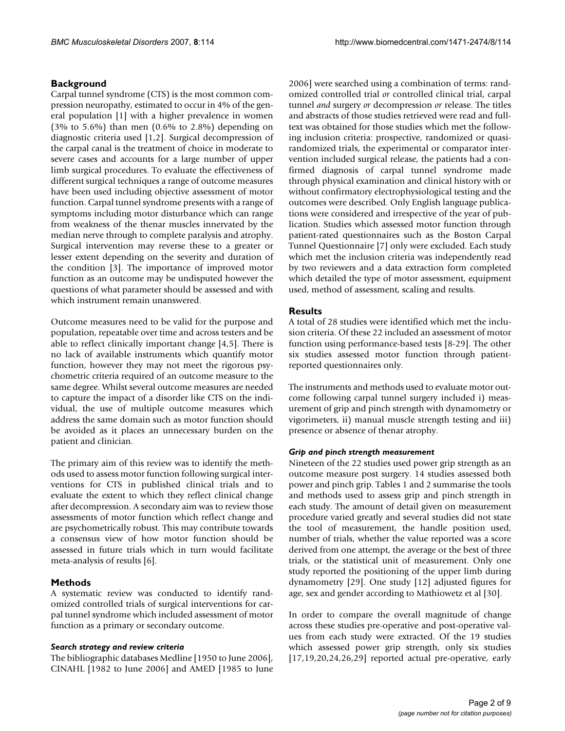## Background

Carpal tunnel syndrome (CTS) is the most common compression neuropathy, estimated to occur in 4% of the general population [1] with a higher prevalence in women (3% to 5.6%) than men (0.6% to 2.8%) depending on diagnostic criteria used [1,2]. Surgical decompression of the carpal canal is the treatment of choice in moderate to severe cases and accounts for a large number of upper limb surgical procedures. To evaluate the effectiveness of different surgical techniques a range of outcome measures have been used including objective assessment of motor function. Carpal tunnel syndrome presents with a range of symptoms including motor disturbance which can range from weakness of the thenar muscles innervated by the median nerve through to complete paralysis and atrophy. Surgical intervention may reverse these to a greater or lesser extent depending on the severity and duration of the condition [3]. The importance of improved motor function as an outcome may be undisputed however the questions of what parameter should be assessed and with which instrument remain unanswered.

Outcome measures need to be valid for the purpose and population, repeatable over time and across testers and be able to reflect clinically important change [4,5]. There is no lack of available instruments which quantify motor function, however they may not meet the rigorous psychometric criteria required of an outcome measure to the same degree. Whilst several outcome measures are needed to capture the impact of a disorder like CTS on the individual, the use of multiple outcome measures which address the same domain such as motor function should be avoided as it places an unnecessary burden on the patient and clinician.

The primary aim of this review was to identify the methods used to assess motor function following surgical interventions for CTS in published clinical trials and to evaluate the extent to which they reflect clinical change after decompression. A secondary aim was to review those assessments of motor function which reflect change and are psychometrically robust. This may contribute towards a consensus view of how motor function should be assessed in future trials which in turn would facilitate meta-analysis of results [6].

## Methods

A systematic review was conducted to identify randomized controlled trials of surgical interventions for carpal tunnel syndrome which included assessment of motor function as a primary or secondary outcome.

### *Search strategy and review criteria*

The bibliographic databases Medline [1950 to June 2006], CINAHL [1982 to June 2006] and AMED [1985 to June 2006] were searched using a combination of terms: randomized controlled trial *or* controlled clinical trial, carpal tunnel *and* surgery *or* decompression *or* release. The titles and abstracts of those studies retrieved were read and full-text was obtained for those studies which met the following inclusion criteria: prospective, randomized or quasi-randomized trials, the experimental or comparator intervention included surgical release, the patients had a confirmed diagnosis of carpal tunnel syndrome made through physical examination and clinical history with or without confirmatory electrophysiological testing and the outcomes were described. Only English language publications were considered and irrespective of the year of publication. Studies which assessed motor function through patient-rated questionnaires such as the Boston Carpal Tunnel Questionnaire [7] only were excluded. Each study which met the inclusion criteria was independently read by two reviewers and a data extraction form completed which detailed the type of motor assessment, equipment used, method of assessment, scaling and results.

## Results

A total of 28 studies were identified which met the inclusion criteria. Of these 22 included an assessment of motor function using performance-based tests [8-29]. The other six studies assessed motor function through patient-reported questionnaires only.

The instruments and methods used to evaluate motor outcome following carpal tunnel surgery included i) measurement of grip and pinch strength with dynamometry or vigorimeters, ii) manual muscle strength testing and iii) presence or absence of thenar atrophy.

### *Grip and pinch strength measurement*

Nineteen of the 22 studies used power grip strength as an outcome measure post surgery. 14 studies assessed both power and pinch grip. Tables 1 and 2 summarise the tools and methods used to assess grip and pinch strength in each study. The amount of detail given on measurement procedure varied greatly and several studies did not state the tool of measurement, the handle position used, number of trials, whether the value reported was a score derived from one attempt, the average or the best of three trials, or the statistical unit of measurement. Only one study reported the positioning of the upper limb during dynamometry [29]. One study [12] adjusted figures for age, sex and gender according to Mathiowetz et al [30].

In order to compare the overall magnitude of change across these studies pre-operative and post-operative values from each study were extracted. Of the 19 studies which assessed power grip strength, only six studies [17,19,20,24,26,29] reported actual pre-operative, early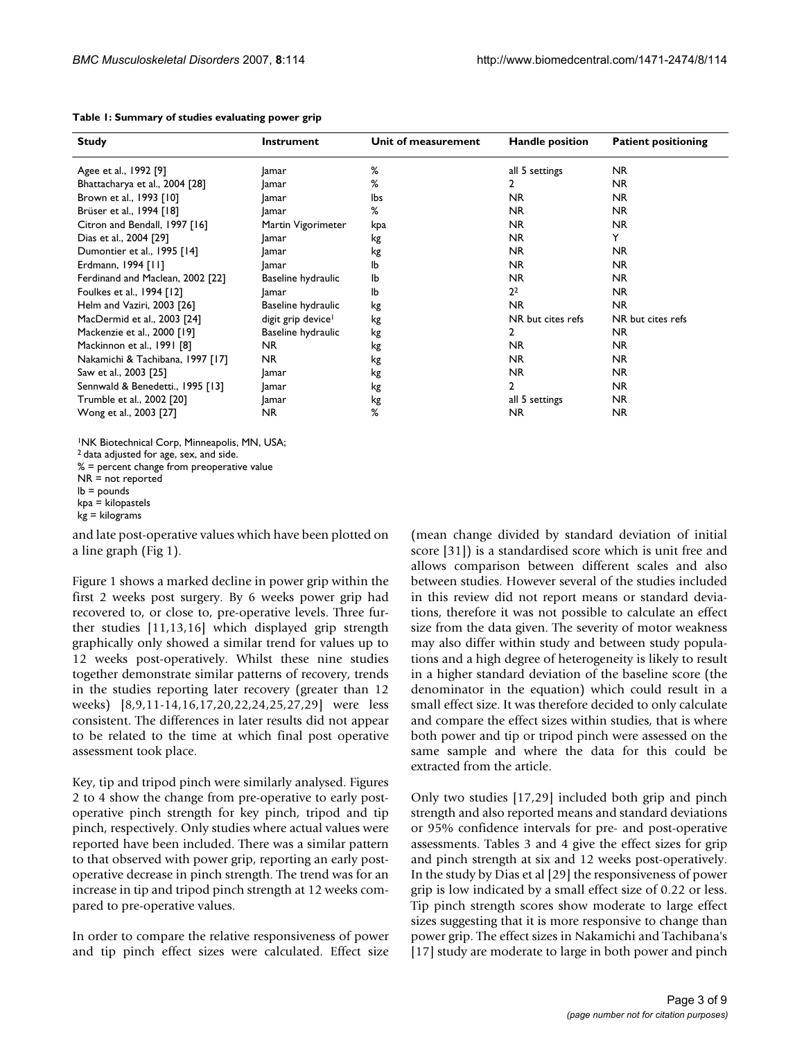**Table 1: Summary of studies evaluating power grip**

| Study | Instrument | Unit of measurement | Handle position | Patient positioning |
| --- | --- | --- | --- | --- |
| Agee et al., 1992 [9] | Jamar | % | all 5 settings | NR |
| Bhattacharya et al., 2004 [28] | Jamar | % | 2 | NR |
| Brown et al., 1993 [10] | Jamar | lbs | NR | NR |
| Brüser et al., 1994 [18] | Jamar | % | NR | NR |
| Citron and Bendall, 1997 [16] | Martin Vigorimeter | kpa | NR | NR |
| Dias et al., 2004 [29] | Jamar | kg | NR | Y |
| Dumontier et al., 1995 [14] | Jamar | kg | NR | NR |
| Erdmann, 1994 [11] | Jamar | lb | NR | NR |
| Ferdinand and Maclean, 2002 [22] | Baseline hydraulic | lb | NR | NR |
| Foulkes et al., 1994 [12] | Jamar | lb | 2[2] | NR |
| Helm and Vaziri, 2003 [26] | Baseline hydraulic | kg | NR | NR |
| MacDermid et al., 2003 [24] | digit grip device[1] | kg | NR but cites refs | NR but cites refs |
| Mackenzie et al., 2000 [19] | Baseline hydraulic | kg | 2 | NR |
| Mackinnon et al., 1991 [8] | NR | kg | NR | NR |
| Nakamichi & Tachibana, 1997 [17] | NR | kg | NR | NR |
| Saw et al., 2003 [25] | Jamar | kg | NR | NR |
| Sennwald & Benedetti., 1995 [13] | Jamar | kg | 2 | NR |
| Trumble et al., 2002 [20] | Jamar | kg | all 5 settings | NR |
| Wong et al., 2003 [27] | NR | % | NR | NR |

[1]NK Biotechnical Corp, Minneapolis, MN, USA;
[2] data adjusted for age, sex, and side.
% = percent change from preoperative value
NR = not reported
lb = pounds
kpa = kilopastels
kg = kilograms

and late post-operative values which have been plotted on a line graph (Fig 1).

Figure 1 shows a marked decline in power grip within the first 2 weeks post surgery. By 6 weeks power grip had recovered to, or close to, pre-operative levels. Three further studies [11,13,16] which displayed grip strength graphically only showed a similar trend for values up to 12 weeks post-operatively. Whilst these nine studies together demonstrate similar patterns of recovery, trends in the studies reporting later recovery (greater than 12 weeks) [8,9,11-14,16,17,20,22,24,25,27,29] were less consistent. The differences in later results did not appear to be related to the time at which final post operative assessment took place.

Key, tip and tripod pinch were similarly analysed. Figures 2 to 4 show the change from pre-operative to early post-operative pinch strength for key pinch, tripod and tip pinch, respectively. Only studies where actual values were reported have been included. There was a similar pattern to that observed with power grip, reporting an early post-operative decrease in pinch strength. The trend was for an increase in tip and tripod pinch strength at 12 weeks compared to pre-operative values.

In order to compare the relative responsiveness of power and tip pinch effect sizes were calculated. Effect size (mean change divided by standard deviation of initial score [31]) is a standardised score which is unit free and allows comparison between different scales and also between studies. However several of the studies included in this review did not report means or standard deviations, therefore it was not possible to calculate an effect size from the data given. The severity of motor weakness may also differ within study and between study populations and a high degree of heterogeneity is likely to result in a higher standard deviation of the baseline score (the denominator in the equation) which could result in a small effect size. It was therefore decided to only calculate and compare the effect sizes within studies, that is where both power and tip or tripod pinch were assessed on the same sample and where the data for this could be extracted from the article.

Only two studies [17,29] included both grip and pinch strength and also reported means and standard deviations or 95% confidence intervals for pre- and post-operative assessments. Tables 3 and 4 give the effect sizes for grip and pinch strength at six and 12 weeks post-operatively. In the study by Dias et al [29] the responsiveness of power grip is low indicated by a small effect size of 0.22 or less. Tip pinch strength scores show moderate to large effect sizes suggesting that it is more responsive to change than power grip. The effect sizes in Nakamichi and Tachibana's [17] study are moderate to large in both power and pinch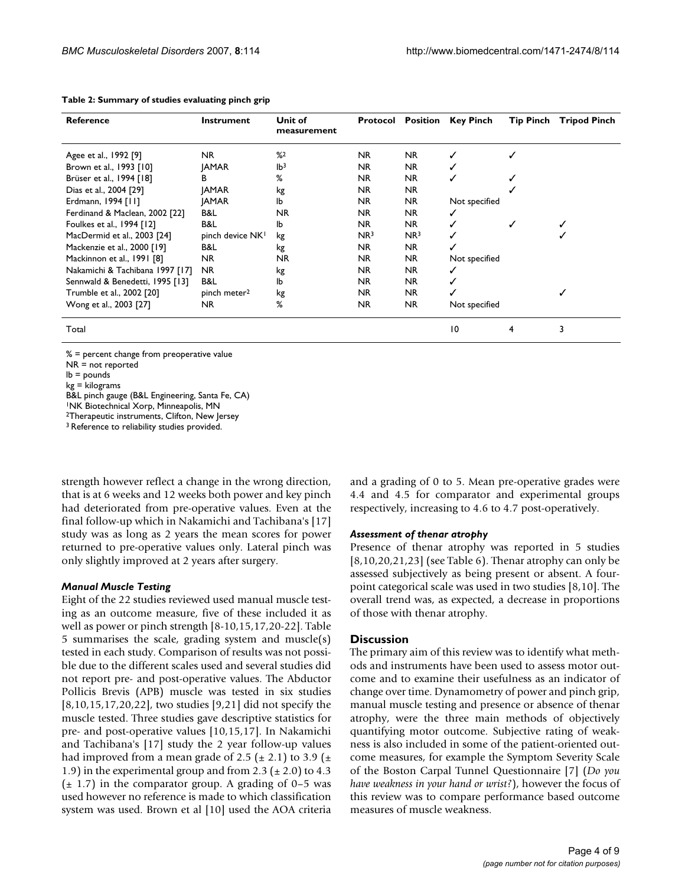**Table 2: Summary of studies evaluating pinch grip**

| Reference | Instrument | Unit of measurement | Protocol | Position | Key Pinch | Tip Pinch | Tripod Pinch |
| --- | --- | --- | --- | --- | --- | --- | --- |
| Agee et al., 1992 [9] | NR | %[2] | NR | NR | ✓ | ✓ | |
| Brown et al., 1993 [10] | JAMAR | lb[3] | NR | NR | ✓ | | |
| Brüser et al., 1994 [18] | B | % | NR | NR | ✓ | ✓ | |
| Dias et al., 2004 [29] | JAMAR | kg | NR | NR | | ✓ | |
| Erdmann, 1994 [11] | JAMAR | lb | NR | NR | Not specified | | |
| Ferdinand & Maclean, 2002 [22] | B&L | NR | NR | NR | ✓ | | |
| Foulkes et al., 1994 [12] | B&L | lb | NR | NR | ✓ | ✓ | ✓ |
| MacDermid et al., 2003 [24] | pinch device NK[1] | kg | NR[3] | NR[3] | ✓ | | ✓ |
| Mackenzie et al., 2000 [19] | B&L | kg | NR | NR | ✓ | | |
| Mackinnon et al., 1991 [8] | NR | NR | NR | NR | Not specified | | |
| Nakamichi & Tachibana 1997 [17] | NR | kg | NR | NR | ✓ | | |
| Sennwald & Benedetti, 1995 [13] | B&L | lb | NR | NR | ✓ | | |
| Trumble et al., 2002 [20] | pinch meter[2] | kg | NR | NR | ✓ | | ✓ |
| Wong et al., 2003 [27] | NR | % | NR | NR | Not specified | | |
| Total | | | | | 10 | 4 | 3 |

% = percent change from preoperative value
NR = not reported
lb = pounds
kg = kilograms
B&L pinch gauge (B&L Engineering, Santa Fe, CA)
[1]NK Biotechnical Xorp, Minneapolis, MN
[2]Therapeutic instruments, Clifton, New Jersey
[3] Reference to reliability studies provided.

strength however reflect a change in the wrong direction, that is at 6 weeks and 12 weeks both power and key pinch had deteriorated from pre-operative values. Even at the final follow-up which in Nakamichi and Tachibana's [17] study was as long as 2 years the mean scores for power returned to pre-operative values only. Lateral pinch was only slightly improved at 2 years after surgery.

### *Manual Muscle Testing*

Eight of the 22 studies reviewed used manual muscle testing as an outcome measure, five of these included it as well as power or pinch strength [8-10,15,17,20-22]. Table 5 summarises the scale, grading system and muscle(s) tested in each study. Comparison of results was not possible due to the different scales used and several studies did not report pre- and post-operative values. The Abductor Pollicis Brevis (APB) muscle was tested in six studies [8,10,15,17,20,22], two studies [9,21] did not specify the muscle tested. Three studies gave descriptive statistics for pre- and post-operative values [10,15,17]. In Nakamichi and Tachibana's [17] study the 2 year follow-up values had improved from a mean grade of 2.5 (± 2.1) to 3.9 (± 1.9) in the experimental group and from 2.3 (± 2.0) to 4.3 (± 1.7) in the comparator group. A grading of 0–5 was used however no reference is made to which classification system was used. Brown et al [10] used the AOA criteria and a grading of 0 to 5. Mean pre-operative grades were 4.4 and 4.5 for comparator and experimental groups respectively, increasing to 4.6 to 4.7 post-operatively.

### *Assessment of thenar atrophy*

Presence of thenar atrophy was reported in 5 studies [8,10,20,21,23] (see Table 6). Thenar atrophy can only be assessed subjectively as being present or absent. A four-point categorical scale was used in two studies [8,10]. The overall trend was, as expected, a decrease in proportions of those with thenar atrophy.

## Discussion

The primary aim of this review was to identify what methods and instruments have been used to assess motor outcome and to examine their usefulness as an indicator of change over time. Dynamometry of power and pinch grip, manual muscle testing and presence or absence of thenar atrophy, were the three main methods of objectively quantifying motor outcome. Subjective rating of weakness is also included in some of the patient-oriented outcome measures, for example the Symptom Severity Scale of the Boston Carpal Tunnel Questionnaire [7] (*Do you have weakness in your hand or wrist?*), however the focus of this review was to compare performance based outcome measures of muscle weakness.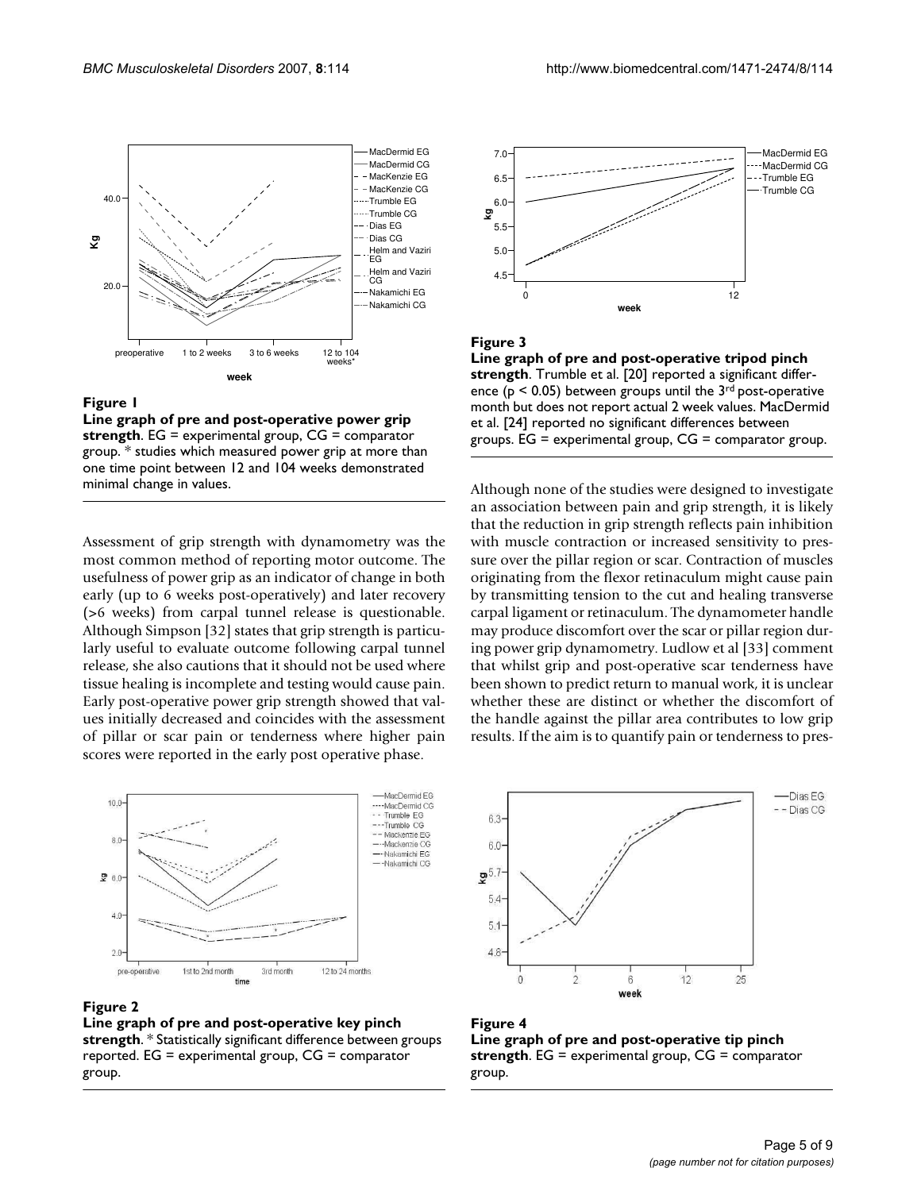**Figure 1**

**Line graph of pre and post-operative power grip strength**. EG = experimental group, CG = comparator group. * studies which measured power grip at more than one time point between 12 and 104 weeks demonstrated minimal change in values.

Assessment of grip strength with dynamometry was the most common method of reporting motor outcome. The usefulness of power grip as an indicator of change in both early (up to 6 weeks post-operatively) and later recovery (>6 weeks) from carpal tunnel release is questionable. Although Simpson [32] states that grip strength is particularly useful to evaluate outcome following carpal tunnel release, she also cautions that it should not be used where tissue healing is incomplete and testing would cause pain. Early post-operative power grip strength showed that values initially decreased and coincides with the assessment of pillar or scar pain or tenderness where higher pain scores were reported in the early post operative phase.

**Figure 2**

**Line graph of pre and post-operative key pinch strength**. * Statistically significant difference between groups reported. EG = experimental group, CG = comparator group.

**Figure 3**

**Line graph of pre and post-operative tripod pinch strength**. Trumble et al. [20] reported a significant difference ($p < 0.05$) between groups until the 3rd post-operative month but does not report actual 2 week values. MacDermid et al. [24] reported no significant differences between groups. EG = experimental group, CG = comparator group.

Although none of the studies were designed to investigate an association between pain and grip strength, it is likely that the reduction in grip strength reflects pain inhibition with muscle contraction or increased sensitivity to pressure over the pillar region or scar. Contraction of muscles originating from the flexor retinaculum might cause pain by transmitting tension to the cut and healing transverse carpal ligament or retinaculum. The dynamometer handle may produce discomfort over the scar or pillar region during power grip dynamometry. Ludlow et al [33] comment that whilst grip and post-operative scar tenderness have been shown to predict return to manual work, it is unclear whether these are distinct or whether the discomfort of the handle against the pillar area contributes to low grip results. If the aim is to quantify pain or tenderness to pres-

**Figure 4**

**Line graph of pre and post-operative tip pinch strength**. EG = experimental group, CG = comparator group.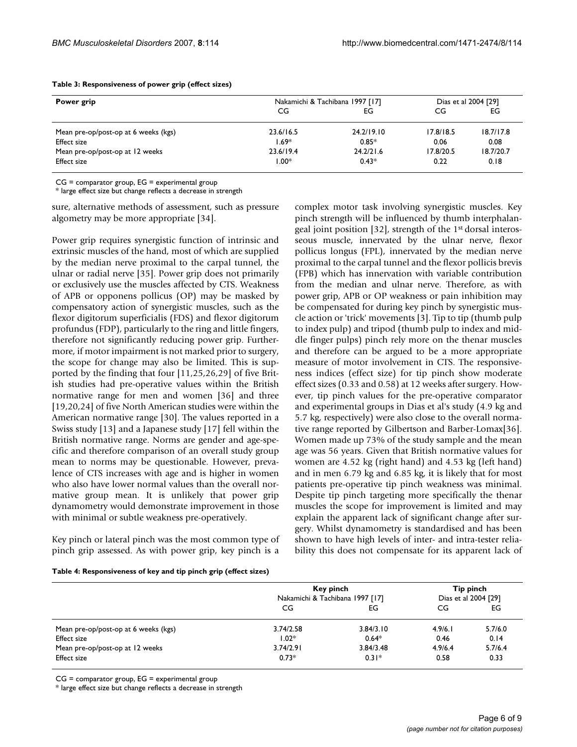**Table 3: Responsiveness of power grip (effect sizes)**

| Power grip | Nakamichi & Tachibana 1997 [17] | | Dias et al 2004 [29] | |
|---|---|---|---|---|
| | CG | EG | CG | EG |
| Mean pre-op/post-op at 6 weeks (kgs) | 23.6/16.5 | 24.2/19.10 | 17.8/18.5 | 18.7/17.8 |
| Effect size | 1.69* | 0.85* | 0.06 | 0.08 |
| Mean pre-op/post-op at 12 weeks | 23.6/19.4 | 24.2/21.6 | 17.8/20.5 | 18.7/20.7 |
| Effect size | 1.00* | 0.43* | 0.22 | 0.18 |

CG = comparator group, EG = experimental group
* large effect size but change reflects a decrease in strength

sure, alternative methods of assessment, such as pressure algometry may be more appropriate [34].

Power grip requires synergistic function of intrinsic and extrinsic muscles of the hand, most of which are supplied by the median nerve proximal to the carpal tunnel, the ulnar or radial nerve [35]. Power grip does not primarily or exclusively use the muscles affected by CTS. Weakness of APB or opponens pollicus (OP) may be masked by compensatory action of synergistic muscles, such as the flexor digitorum superficialis (FDS) and flexor digitorum profundus (FDP), particularly to the ring and little fingers, therefore not significantly reducing power grip. Furthermore, if motor impairment is not marked prior to surgery, the scope for change may also be limited. This is supported by the finding that four [11,25,26,29] of five British studies had pre-operative values within the British normative range for men and women [36] and three [19,20,24] of five North American studies were within the American normative range [30]. The values reported in a Swiss study [13] and a Japanese study [17] fell within the British normative range. Norms are gender and age-specific and therefore comparison of an overall study group mean to norms may be questionable. However, prevalence of CTS increases with age and is higher in women who also have lower normal values than the overall normative group mean. It is unlikely that power grip dynamometry would demonstrate improvement in those with minimal or subtle weakness pre-operatively.

Key pinch or lateral pinch was the most common type of pinch grip assessed. As with power grip, key pinch is a complex motor task involving synergistic muscles. Key pinch strength will be influenced by thumb interphalangeal joint position [32], strength of the 1st dorsal interosseous muscle, innervated by the ulnar nerve, flexor pollicus longus (FPL), innervated by the median nerve proximal to the carpal tunnel and the flexor pollicis brevis (FPB) which has innervation with variable contribution from the median and ulnar nerve. Therefore, as with power grip, APB or OP weakness or pain inhibition may be compensated for during key pinch by synergistic muscle action or 'trick' movements [3]. Tip to tip (thumb pulp to index pulp) and tripod (thumb pulp to index and middle finger pulps) pinch rely more on the thenar muscles and therefore can be argued to be a more appropriate measure of motor involvement in CTS. The responsiveness indices (effect size) for tip pinch show moderate effect sizes (0.33 and 0.58) at 12 weeks after surgery. However, tip pinch values for the pre-operative comparator and experimental groups in Dias et al's study (4.9 kg and 5.7 kg, respectively) were also close to the overall normative range reported by Gilbertson and Barber-Lomax[36]. Women made up 73% of the study sample and the mean age was 56 years. Given that British normative values for women are 4.52 kg (right hand) and 4.53 kg (left hand) and in men 6.79 kg and 6.85 kg, it is likely that for most patients pre-operative tip pinch weakness was minimal. Despite tip pinch targeting more specifically the thenar muscles the scope for improvement is limited and may explain the apparent lack of significant change after surgery. Whilst dynamometry is standardised and has been shown to have high levels of inter- and intra-tester reliability this does not compensate for its apparent lack of

**Table 4: Responsiveness of key and tip pinch grip (effect sizes)**

| | Key pinch | | Tip pinch | |
|---|---|---|---|---|
| | Nakamichi & Tachibana 1997 [17] | | Dias et al 2004 [29] | |
| | CG | EG | CG | EG |
| Mean pre-op/post-op at 6 weeks (kgs) | 3.74/2.58 | 3.84/3.10 | 4.9/6.1 | 5.7/6.0 |
| Effect size | 1.02* | 0.64* | 0.46 | 0.14 |
| Mean pre-op/post-op at 12 weeks | 3.74/2.91 | 3.84/3.48 | 4.9/6.4 | 5.7/6.4 |
| Effect size | 0.73* | 0.31* | 0.58 | 0.33 |

CG = comparator group, EG = experimental group
* large effect size but change reflects a decrease in strength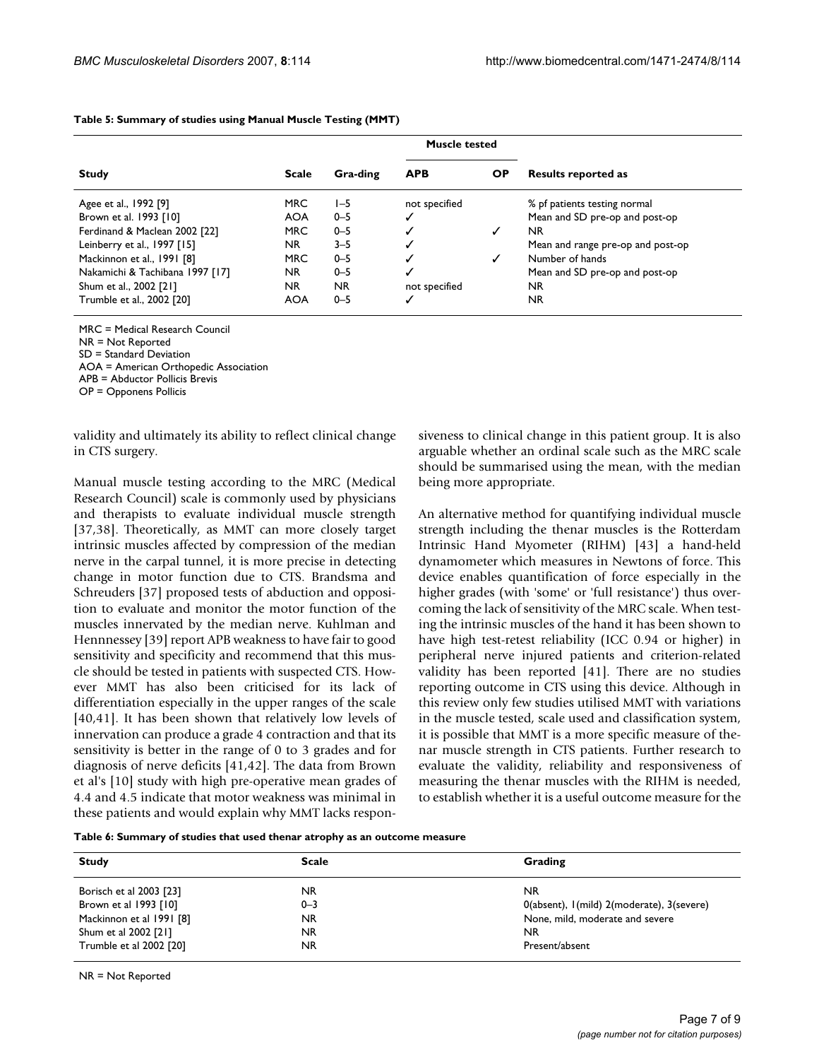**Table 5: Summary of studies using Manual Muscle Testing (MMT)**

| Study | Scale | Gra-ding | Muscle tested | | Results reported as |
|---|---|---|---|---|---|
| | | | APB | OP | |
| Agee et al., 1992 [9] | MRC | 1–5 | not specified | | % pf patients testing normal |
| Brown et al. 1993 [10] | AOA | 0–5 | ✓ | | Mean and SD pre-op and post-op |
| Ferdinand & Maclean 2002 [22] | MRC | 0–5 | ✓ | ✓ | NR |
| Leinberry et al., 1997 [15] | NR | 3–5 | ✓ | | Mean and range pre-op and post-op |
| Mackinnon et al., 1991 [8] | MRC | 0–5 | ✓ | ✓ | Number of hands |
| Nakamichi & Tachibana 1997 [17] | NR | 0–5 | ✓ | | Mean and SD pre-op and post-op |
| Shum et al., 2002 [21] | NR | NR | not specified | | NR |
| Trumble et al., 2002 [20] | AOA | 0–5 | ✓ | | NR |

MRC = Medical Research Council
NR = Not Reported
SD = Standard Deviation
AOA = American Orthopedic Association
APB = Abductor Pollicis Brevis
OP = Opponens Pollicis

validity and ultimately its ability to reflect clinical change in CTS surgery.

Manual muscle testing according to the MRC (Medical Research Council) scale is commonly used by physicians and therapists to evaluate individual muscle strength [37,38]. Theoretically, as MMT can more closely target intrinsic muscles affected by compression of the median nerve in the carpal tunnel, it is more precise in detecting change in motor function due to CTS. Brandsma and Schreuders [37] proposed tests of abduction and opposition to evaluate and monitor the motor function of the muscles innervated by the median nerve. Kuhlman and Hennnessey [39] report APB weakness to have fair to good sensitivity and specificity and recommend that this muscle should be tested in patients with suspected CTS. However MMT has also been criticised for its lack of differentiation especially in the upper ranges of the scale [40,41]. It has been shown that relatively low levels of innervation can produce a grade 4 contraction and that its sensitivity is better in the range of 0 to 3 grades and for diagnosis of nerve deficits [41,42]. The data from Brown et al's [10] study with high pre-operative mean grades of 4.4 and 4.5 indicate that motor weakness was minimal in these patients and would explain why MMT lacks responsiveness to clinical change in this patient group. It is also arguable whether an ordinal scale such as the MRC scale should be summarised using the mean, with the median being more appropriate.

An alternative method for quantifying individual muscle strength including the thenar muscles is the Rotterdam Intrinsic Hand Myometer (RIHM) [43] a hand-held dynamometer which measures in Newtons of force. This device enables quantification of force especially in the higher grades (with 'some' or 'full resistance') thus overcoming the lack of sensitivity of the MRC scale. When testing the intrinsic muscles of the hand it has been shown to have high test-retest reliability (ICC 0.94 or higher) in peripheral nerve injured patients and criterion-related validity has been reported [41]. There are no studies reporting outcome in CTS using this device. Although in this review only few studies utilised MMT with variations in the muscle tested, scale used and classification system, it is possible that MMT is a more specific measure of thenar muscle strength in CTS patients. Further research to evaluate the validity, reliability and responsiveness of measuring the thenar muscles with the RIHM is needed, to establish whether it is a useful outcome measure for the

**Table 6: Summary of studies that used thenar atrophy as an outcome measure**

| Study | Scale | Grading |
|---|---|---|
| Borisch et al 2003 [23] | NR | NR |
| Brown et al 1993 [10] | 0–3 | 0(absent), 1(mild) 2(moderate), 3(severe) |
| Mackinnon et al 1991 [8] | NR | None, mild, moderate and severe |
| Shum et al 2002 [21] | NR | NR |
| Trumble et al 2002 [20] | NR | Present/absent |

NR = Not Reported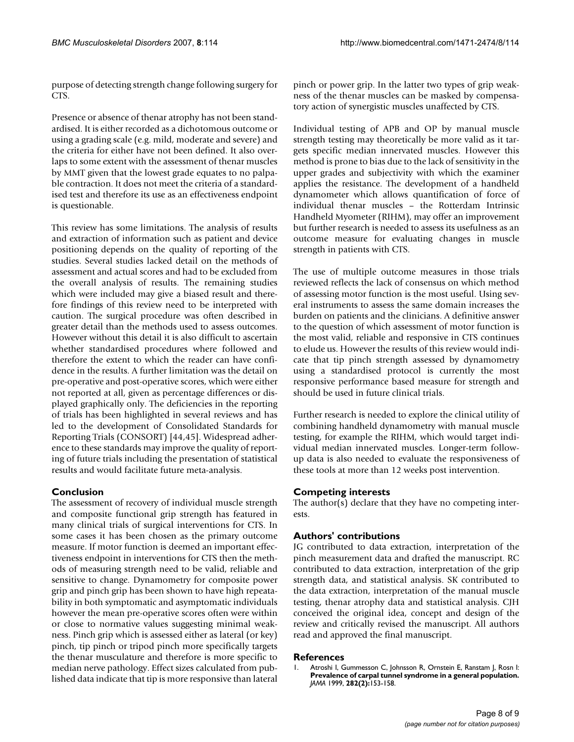purpose of detecting strength change following surgery for CTS.

Presence or absence of thenar atrophy has not been standardised. It is either recorded as a dichotomous outcome or using a grading scale (e.g. mild, moderate and severe) and the criteria for either have not been defined. It also overlaps to some extent with the assessment of thenar muscles by MMT given that the lowest grade equates to no palpable contraction. It does not meet the criteria of a standardised test and therefore its use as an effectiveness endpoint is questionable.

This review has some limitations. The analysis of results and extraction of information such as patient and device positioning depends on the quality of reporting of the studies. Several studies lacked detail on the methods of assessment and actual scores and had to be excluded from the overall analysis of results. The remaining studies which were included may give a biased result and therefore findings of this review need to be interpreted with caution. The surgical procedure was often described in greater detail than the methods used to assess outcomes. However without this detail it is also difficult to ascertain whether standardised procedures where followed and therefore the extent to which the reader can have confidence in the results. A further limitation was the detail on pre-operative and post-operative scores, which were either not reported at all, given as percentage differences or displayed graphically only. The deficiencies in the reporting of trials has been highlighted in several reviews and has led to the development of Consolidated Standards for Reporting Trials (CONSORT) [44,45]. Widespread adherence to these standards may improve the quality of reporting of future trials including the presentation of statistical results and would facilitate future meta-analysis.

## Conclusion

The assessment of recovery of individual muscle strength and composite functional grip strength has featured in many clinical trials of surgical interventions for CTS. In some cases it has been chosen as the primary outcome measure. If motor function is deemed an important effectiveness endpoint in interventions for CTS then the methods of measuring strength need to be valid, reliable and sensitive to change. Dynamometry for composite power grip and pinch grip has been shown to have high repeatability in both symptomatic and asymptomatic individuals however the mean pre-operative scores often were within or close to normative values suggesting minimal weakness. Pinch grip which is assessed either as lateral (or key) pinch, tip pinch or tripod pinch more specifically targets the thenar musculature and therefore is more specific to median nerve pathology. Effect sizes calculated from published data indicate that tip is more responsive than lateral pinch or power grip. In the latter two types of grip weakness of the thenar muscles can be masked by compensatory action of synergistic muscles unaffected by CTS.

Individual testing of APB and OP by manual muscle strength testing may theoretically be more valid as it targets specific median innervated muscles. However this method is prone to bias due to the lack of sensitivity in the upper grades and subjectivity with which the examiner applies the resistance. The development of a handheld dynamometer which allows quantification of force of individual thenar muscles – the Rotterdam Intrinsic Handheld Myometer (RIHM), may offer an improvement but further research is needed to assess its usefulness as an outcome measure for evaluating changes in muscle strength in patients with CTS.

The use of multiple outcome measures in those trials reviewed reflects the lack of consensus on which method of assessing motor function is the most useful. Using several instruments to assess the same domain increases the burden on patients and the clinicians. A definitive answer to the question of which assessment of motor function is the most valid, reliable and responsive in CTS continues to elude us. However the results of this review would indicate that tip pinch strength assessed by dynamometry using a standardised protocol is currently the most responsive performance based measure for strength and should be used in future clinical trials.

Further research is needed to explore the clinical utility of combining handheld dynamometry with manual muscle testing, for example the RIHM, which would target individual median innervated muscles. Longer-term follow-up data is also needed to evaluate the responsiveness of these tools at more than 12 weeks post intervention.

## Competing interests

The author(s) declare that they have no competing interests.

## Authors' contributions

JG contributed to data extraction, interpretation of the pinch measurement data and drafted the manuscript. RC contributed to data extraction, interpretation of the grip strength data, and statistical analysis. SK contributed to the data extraction, interpretation of the manual muscle testing, thenar atrophy data and statistical analysis. CJH conceived the original idea, concept and design of the review and critically revised the manuscript. All authors read and approved the final manuscript.

## References

1. Atroshi I, Gummesson C, Johnsson R, Ornstein E, Ranstam J, Rosn I: **Prevalence of carpal tunnel syndrome in a general population.** *JAMA* 1999, **282(2):**153-158.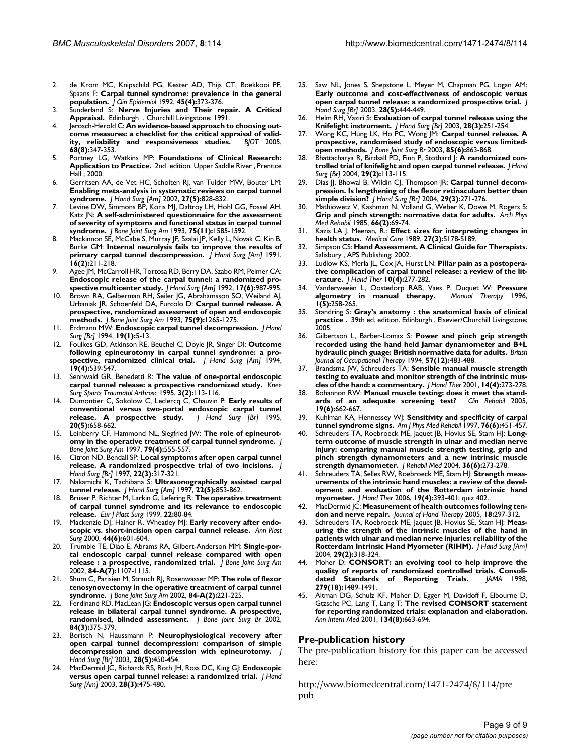2. de Krom MC, Knipschild PG, Kester AD, Thijs CT, Boekkooi PF, Spaans F: **Carpal tunnel syndrome: prevalence in the general population.** *J Clin Epidemiol* 1992, **45(4):**373-376.
3. Sunderland S: **Nerve Injuries and Their repair. A Critical Appraisal.** Edinburgh , Churchill Livingstone; 1991.
4. Jerosch-Herold C: **An evidence-based approach to choosing outcome measures: a checklist for the critical appraisal of validity, reliability and responsiveness studies.** *BJOT* 2005, **68(8):**347-353.
5. Portney LG, Watkins MP: **Foundations of Clinical Research: Application to Practice.** 2nd edition. Upper Saddle River , Prentice Hall ; 2000.
6. Gerritsen AA, de Vet HC, Scholten RJ, van Tulder MW, Bouter LM: **Enabling meta-analysis in systematic reviews on carpal tunnel syndrome.** *J Hand Surg [Am]* 2002, **27(5):**828-832.
7. Levine DW, Simmons BP, Koris MJ, Daltroy LH, Hohl GG, Fossel AH, Katz JN: **A self-administered questionnaire for the assessment of severity of symptoms and functional status in carpal tunnel syndrome.** *J Bone Joint Surg Am* 1993, **75(11):**1585-1592.
8. Mackinnon SE, McCabe S, Murray JF, Szalai JP, Kelly L, Novak C, Kin B, Burke GM: **Internal neurolysis fails to improve the results of primary carpal tunnel decompression.** *J Hand Surg [Am]* 1991, **16(2):**211-218.
9. Agee JM, McCarroll HR, Tortosa RD, Berry DA, Szabo RM, Peimer CA: **Endoscopic release of the carpal tunnel: a randomized prospective multicenter study.** *J Hand Surg [Am]* 1992, **17(6):**987-995.
10. Brown RA, Gelberman RH, Seiler JG, Abrahamsson SO, Weiland AJ, Urbaniak JR, Schoenfeld DA, Furcolo D: **Carpal tunnel release. A prospective, randomized assessment of open and endoscopic methods.** *J Bone Joint Surg Am* 1993, **75(9):**1265-1275.
11. Erdmann MW: **Endoscopic carpal tunnel decompression.** *J Hand Surg [Br]* 1994, **19(1):**5-13.
12. Foulkes GD, Atkinson RE, Beuchel C, Doyle JR, Singer DI: **Outcome following epineurotomy in carpal tunnel syndrome: a prospective, randomized clinical trial.** *J Hand Surg [Am]* 1994, **19(4):**539-547.
13. Sennwald GR, Benedetti R: **The value of one-portal endoscopic carpal tunnel release: a prospective randomized study.** *Knee Surg Sports Traumatol Arthrosc* 1995, **3(2):**113-116.
14. Dumontier C, Sokolow C, Leclercq C, Chauvin P: **Early results of conventional versus two-portal endoscopic carpal tunnel release. A prospective study.** *J Hand Surg [Br]* 1995, **20(5):**658-662.
15. Leinberry CF, Hammond NL, Siegfried JW: **The role of epineurotomy in the operative treatment of carpal tunnel syndrome.** *J Bone Joint Surg Am* 1997, **79(4):**555-557.
16. Citron ND, Bendall SP: **Local symptoms after open carpal tunnel release. A randomized prospective trial of two incisions.** *J Hand Surg [Br]* 1997, **22(3):**317-321.
17. Nakamichi K, Tachibana S: **Ultrasonographically assisted carpal tunnel release.** *J Hand Surg [Am]* 1997, **22(5):**853-862.
18. Brüser P, Richter M, Larkin G, Lefering R: **The operative treatment of carpal tunnel syndrome and its relevance to endoscopic release.** *Eur J Plast Surg* 1999, **22:**80-84.
19. Mackenzie DJ, Hainer R, Wheatley MJ: **Early recovery after endoscopic vs. short-incision open carpal tunnel release.** *Ann Plast Surg* 2000, **44(6):**601-604.
20. Trumble TE, Diao E, Abrams RA, Gilbert-Anderson MM: **Single-portal endoscopic carpal tunnel release compared with open release : a prospective, randomized trial.** *J Bone Joint Surg Am* 2002, **84-A(7):**1107-1115.
21. Shum C, Parisien M, Strauch RJ, Rosenwasser MP: **The role of flexor tenosynovectomy in the operative treatment of carpal tunnel syndrome.** *J Bone Joint Surg Am* 2002, **84-A(2):**221-225.
22. Ferdinand RD, MacLean JG: **Endoscopic versus open carpal tunnel release in bilateral carpal tunnel syndrome. A prospective, randomised, blinded assessment.** *J Bone Joint Surg Br* 2002, **84(3):**375-379.
23. Borisch N, Haussmann P: **Neurophysiological recovery after open carpal tunnel decompression: comparison of simple decompression and decompression with epineurotomy.** *J Hand Surg [Br]* 2003, **28(5):**450-454.
24. MacDermid JC, Richards RS, Roth JH, Ross DC, King GJ: **Endoscopic versus open carpal tunnel release: a randomized trial.** *J Hand Surg [Am]* 2003, **28(3):**475-480.
25. Saw NL, Jones S, Shepstone L, Meyer M, Chapman PG, Logan AM: **Early outcome and cost-effectiveness of endoscopic versus open carpal tunnel release: a randomized prospective trial.** *J Hand Surg [Br]* 2003, **28(5):**444-449.
26. Helm RH, Vaziri S: **Evaluation of carpal tunnel release using the Knifelight instrument.** *J Hand Surg [Br]* 2003, **28(3):**251-254.
27. Wong KC, Hung LK, Ho PC, Wong JM: **Carpal tunnel release. A prospective, randomised study of endoscopic versus limited-open methods.** *J Bone Joint Surg Br* 2003, **85(6):**863-868.
28. Bhattacharya R, Birdsall PD, Finn P, Stothard J: **A randomized controlled trial of knifelight and open carpal tunnel release.** *J Hand Surg [Br]* 2004, **29(2):**113-115.
29. Dias JJ, Bhowal B, Wildin CJ, Thompson JR: **Carpal tunnel decompression. Is lengthening of the flexor retinaculum better than simple division?** *J Hand Surg [Br]* 2004, **29(3):**271-276.
30. Mathiowetz V, Kashman N, Volland G, Weber K, Dowe M, Rogers S: **Grip and pinch strength: normative data for adults.** *Arch Phys Med Rehabil* 1985, **66(2):**69-74.
31. Kazis LA J. Meenan, R.: **Effect sizes for interpreting changes in health status.** *Medical Care* 1989, **27(3):**S178-S189.
32. Simpson CS: **Hand Assessment. A Clinical Guide for Therapists.** Salisbury , APS Publishing; 2002.
33. Ludlow KS, Merla JL, Cox JA, Hurst LN: **Pillar pain as a postoperative complication of carpal tunnel release: a review of the literature.** *J Hand Ther* **10(4):**277-282.
34. Vanderweeën L, Oostedorp RAB, Vaes P, Duquet W: **Pressure algometry in manual therapy.** *Manual Therapy* 1996, **1(5):**258-265.
35. Standring S: **Gray's anatomy : the anatomical basis of clinical practice .** 39th ed. edition. Edinburgh , Elsevier/Churchill Livingstone; 2005.
36. Gilbertson L, Barber-Lomax S: **Power and pinch grip strength recorded using the hand held Jamar dynamometer and B+L hydraulic pinch guage: British normative data for adults.** *British Journal of Occupational Therapy* 1994, **57(12):**483-488.
37. Brandsma JW, Schreuders TA: **Sensible manual muscle strength testing to evaluate and monitor strength of the intrinsic muscles of the hand: a commentary.** *J Hand Ther* 2001, **14(4):**273-278.
38. Bohannon RW: **Manual muscle testing: does it meet the standards of an adequate screening test?** *Clin Rehabil* 2005, **19(6):**662-667.
39. Kuhlman KA, Hennessey WJ: **Sensitivity and specificity of carpal tunnel syndrome signs.** *Am J Phys Med Rehabil* 1997, **76(6):**451-457.
40. Schreuders TA, Roebroeck ME, Jaquet JB, Hovius SE, Stam HJ: **Long-term outcome of muscle strength in ulnar and median nerve injury: comparing manual muscle strength testing, grip and pinch strength dynamometers and a new intrinsic muscle strength dynamometer.** *J Rehabil Med* 2004, **36(6):**273-278.
41. Schreuders TA, Selles RW, Roebroeck ME, Stam HJ: **Strength measurements of the intrinsic hand muscles: a review of the development and evaluation of the Rotterdam intrinsic hand myometer.** *J Hand Ther* 2006, **19(4):**393-401; quiz 402.
42. MacDermid JC: **Measurement of health outcomes following tendon and nerve repair.** *Journal of Hand Therapy* 2005, **18:**297-312.
43. Schreuders TA, Roebroeck ME, Jaquet JB, Hovius SE, Stam HJ: **Measuring the strength of the intrinsic muscles of the hand in patients with ulnar and median nerve injuries: reliability of the Rotterdam Intrinsic Hand Myometer (RIHM).** *J Hand Surg [Am]* 2004, **29(2):**318-324.
44. Moher D: **CONSORT: an evolving tool to help improve the quality of reports of randomized controlled trials. Consolidated Standards of Reporting Trials.** *JAMA* 1998, **279(18):**1489-1491.
45. Altman DG, Schulz KF, Moher D, Egger M, Davidoff F, Elbourne D, Gtzsche PC, Lang T, Lang T: **The revised CONSORT statement for reporting randomized trials: explanation and elaboration.** *Ann Intern Med* 2001, **134(8):**663-694.

## Pre-publication history

The pre-publication history for this paper can be accessed here:

http://www.biomedcentral.com/1471-2474/8/114/prepub